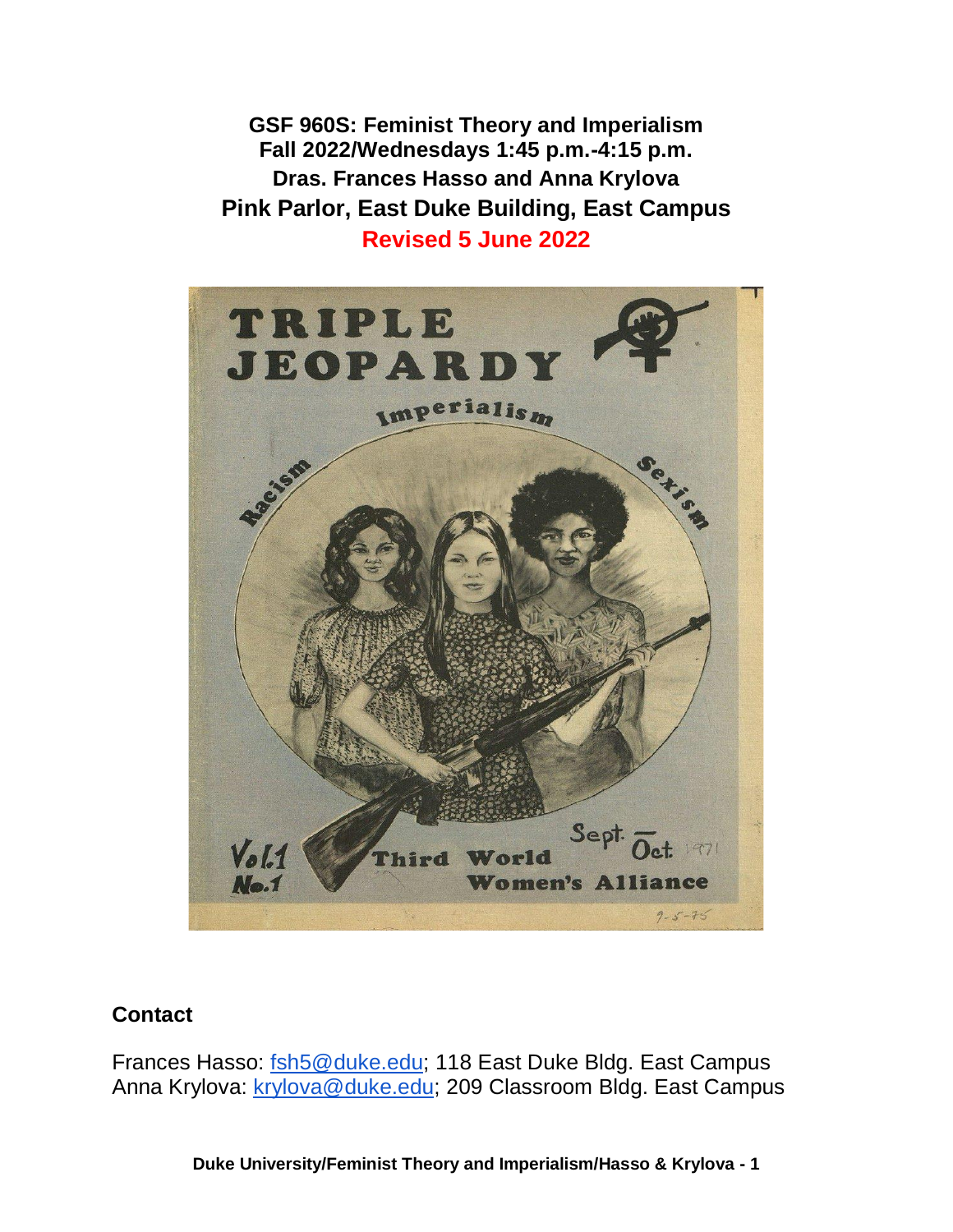**GSF 960S: Feminist Theory and Imperialism**
**Fall 2022/Wednesdays 1:45 p.m.-4:15 p.m.**
**Dras. Frances Hasso and Anna Krylova**
**Pink Parlor, East Duke Building, East Campus**
**Revised 5 June 2022**

## Contact

Frances Hasso: [fsh5@duke.edu](mailto:fsh5@duke.edu); 118 East Duke Bldg. East Campus
Anna Krylova: [krylova@duke.edu](mailto:krylova@duke.edu); 209 Classroom Bldg. East Campus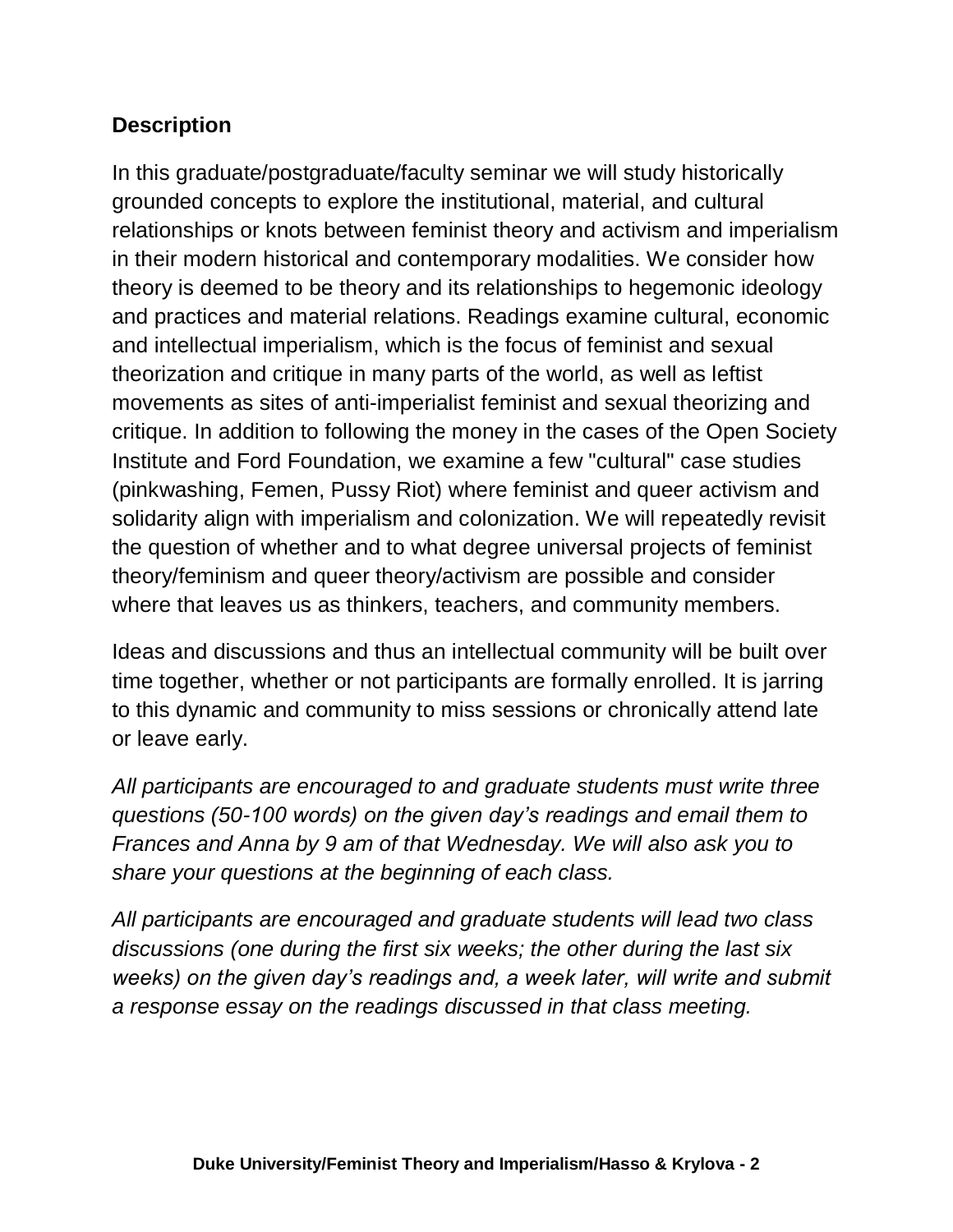## Description

In this graduate/postgraduate/faculty seminar we will study historically grounded concepts to explore the institutional, material, and cultural relationships or knots between feminist theory and activism and imperialism in their modern historical and contemporary modalities. We consider how theory is deemed to be theory and its relationships to hegemonic ideology and practices and material relations. Readings examine cultural, economic and intellectual imperialism, which is the focus of feminist and sexual theorization and critique in many parts of the world, as well as leftist movements as sites of anti-imperialist feminist and sexual theorizing and critique. In addition to following the money in the cases of the Open Society Institute and Ford Foundation, we examine a few "cultural" case studies (pinkwashing, Femen, Pussy Riot) where feminist and queer activism and solidarity align with imperialism and colonization. We will repeatedly revisit the question of whether and to what degree universal projects of feminist theory/feminism and queer theory/activism are possible and consider where that leaves us as thinkers, teachers, and community members.

Ideas and discussions and thus an intellectual community will be built over time together, whether or not participants are formally enrolled. It is jarring to this dynamic and community to miss sessions or chronically attend late or leave early.

*All participants are encouraged to and graduate students must write three questions (50-100 words) on the given day's readings and email them to Frances and Anna by 9 am of that Wednesday. We will also ask you to share your questions at the beginning of each class.*

*All participants are encouraged and graduate students will lead two class discussions (one during the first six weeks; the other during the last six weeks) on the given day's readings and, a week later, will write and submit a response essay on the readings discussed in that class meeting.*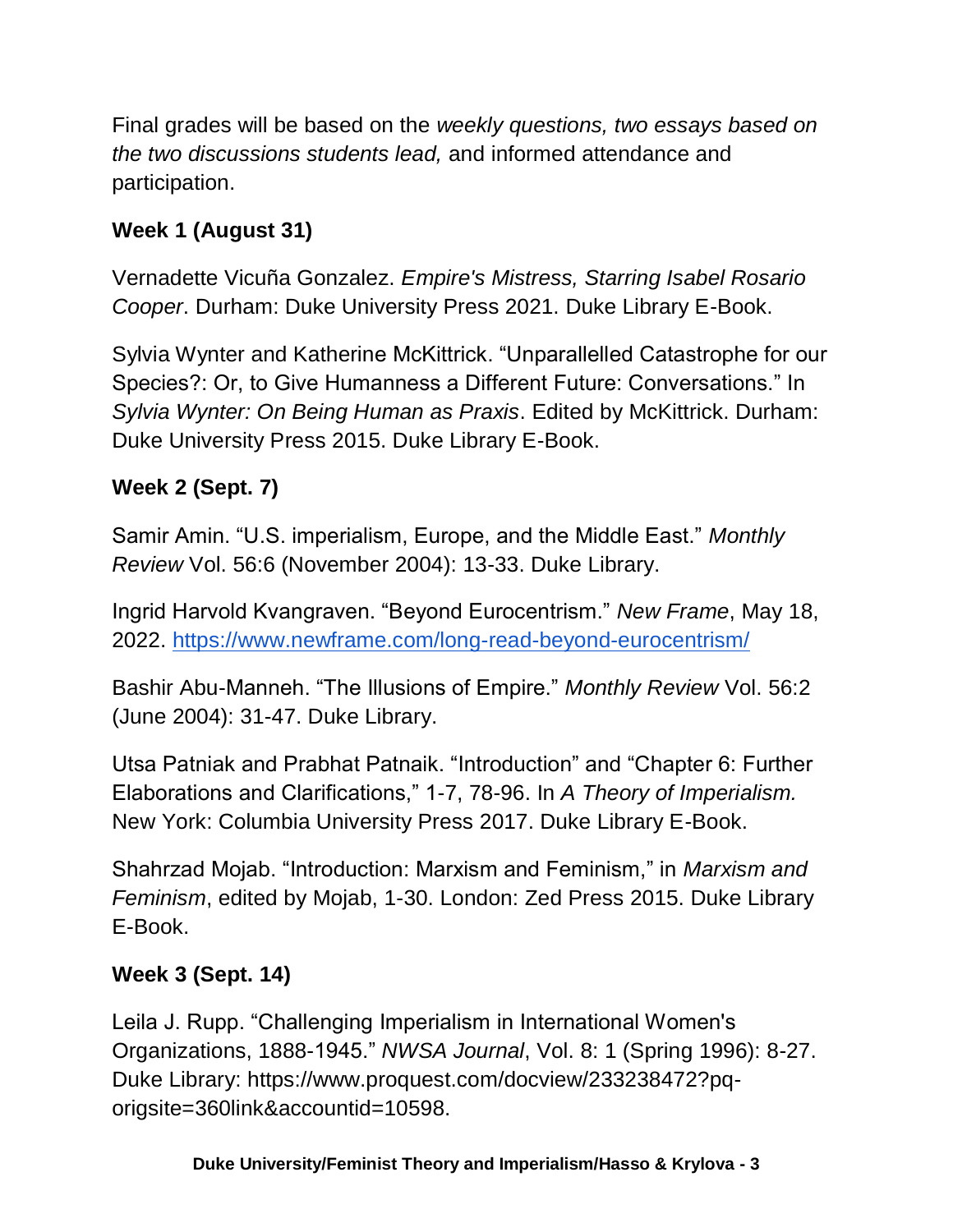Final grades will be based on the *weekly questions, two essays based on the two discussions students lead,* and informed attendance and participation.

**Week 1 (August 31)**

Vernadette Vicuña Gonzalez. *Empire's Mistress, Starring Isabel Rosario Cooper*. Durham: Duke University Press 2021. Duke Library E-Book.

Sylvia Wynter and Katherine McKittrick. "Unparallelled Catastrophe for our Species?: Or, to Give Humanness a Different Future: Conversations." In *Sylvia Wynter: On Being Human as Praxis*. Edited by McKittrick. Durham: Duke University Press 2015. Duke Library E-Book.

**Week 2 (Sept. 7)**

Samir Amin. "U.S. imperialism, Europe, and the Middle East." *Monthly Review* Vol. 56:6 (November 2004): 13-33. Duke Library.

Ingrid Harvold Kvangraven. "Beyond Eurocentrism." *New Frame*, May 18, 2022. [https://www.newframe.com/long-read-beyond-eurocentrism/](https://www.newframe.com/long-read-beyond-eurocentrism/)

Bashir Abu-Manneh. "The Illusions of Empire." *Monthly Review* Vol. 56:2 (June 2004): 31-47. Duke Library.

Utsa Patniak and Prabhat Patnaik. "Introduction" and "Chapter 6: Further Elaborations and Clarifications," 1-7, 78-96. In *A Theory of Imperialism.* New York: Columbia University Press 2017. Duke Library E-Book.

Shahrzad Mojab. "Introduction: Marxism and Feminism," in *Marxism and Feminism*, edited by Mojab, 1-30. London: Zed Press 2015. Duke Library E-Book.

**Week 3 (Sept. 14)**

Leila J. Rupp. "Challenging Imperialism in International Women's Organizations, 1888-1945." *NWSA Journal*, Vol. 8: 1 (Spring 1996): 8-27. Duke Library: https://www.proquest.com/docview/233238472?pq-origsite=360link&accountid=10598.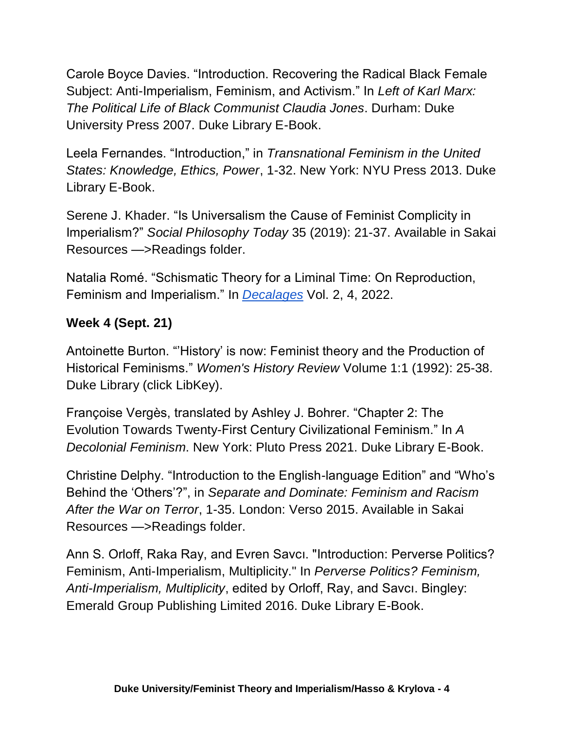Carole Boyce Davies. “Introduction. Recovering the Radical Black Female Subject: Anti-Imperialism, Feminism, and Activism.” In *Left of Karl Marx: The Political Life of Black Communist Claudia Jones*. Durham: Duke University Press 2007. Duke Library E-Book.

Leela Fernandes. “Introduction,” in *Transnational Feminism in the United States: Knowledge, Ethics, Power*, 1-32. New York: NYU Press 2013. Duke Library E-Book.

Serene J. Khader. “Is Universalism the Cause of Feminist Complicity in Imperialism?” *Social Philosophy Today* 35 (2019): 21-37. Available in Sakai Resources —>Readings folder.

Natalia Romé. “Schismatic Theory for a Liminal Time: On Reproduction, Feminism and Imperialism.” In *Decalages* Vol. 2, 4, 2022.

**Week 4 (Sept. 21)**

Antoinette Burton. “‘History’ is now: Feminist theory and the Production of Historical Feminisms.” *Women's History Review* Volume 1:1 (1992): 25-38. Duke Library (click LibKey).

Françoise Vergès, translated by Ashley J. Bohrer. “Chapter 2: The Evolution Towards Twenty-First Century Civilizational Feminism.” In *A Decolonial Feminism*. New York: Pluto Press 2021. Duke Library E-Book.

Christine Delphy. “Introduction to the English-language Edition” and “Who’s Behind the ‘Others’?”, in *Separate and Dominate: Feminism and Racism After the War on Terror*, 1-35. London: Verso 2015. Available in Sakai Resources —>Readings folder.

Ann S. Orloff, Raka Ray, and Evren Savcı. "Introduction: Perverse Politics? Feminism, Anti-Imperialism, Multiplicity." In *Perverse Politics? Feminism, Anti-Imperialism, Multiplicity*, edited by Orloff, Ray, and Savcı. Bingley: Emerald Group Publishing Limited 2016. Duke Library E-Book.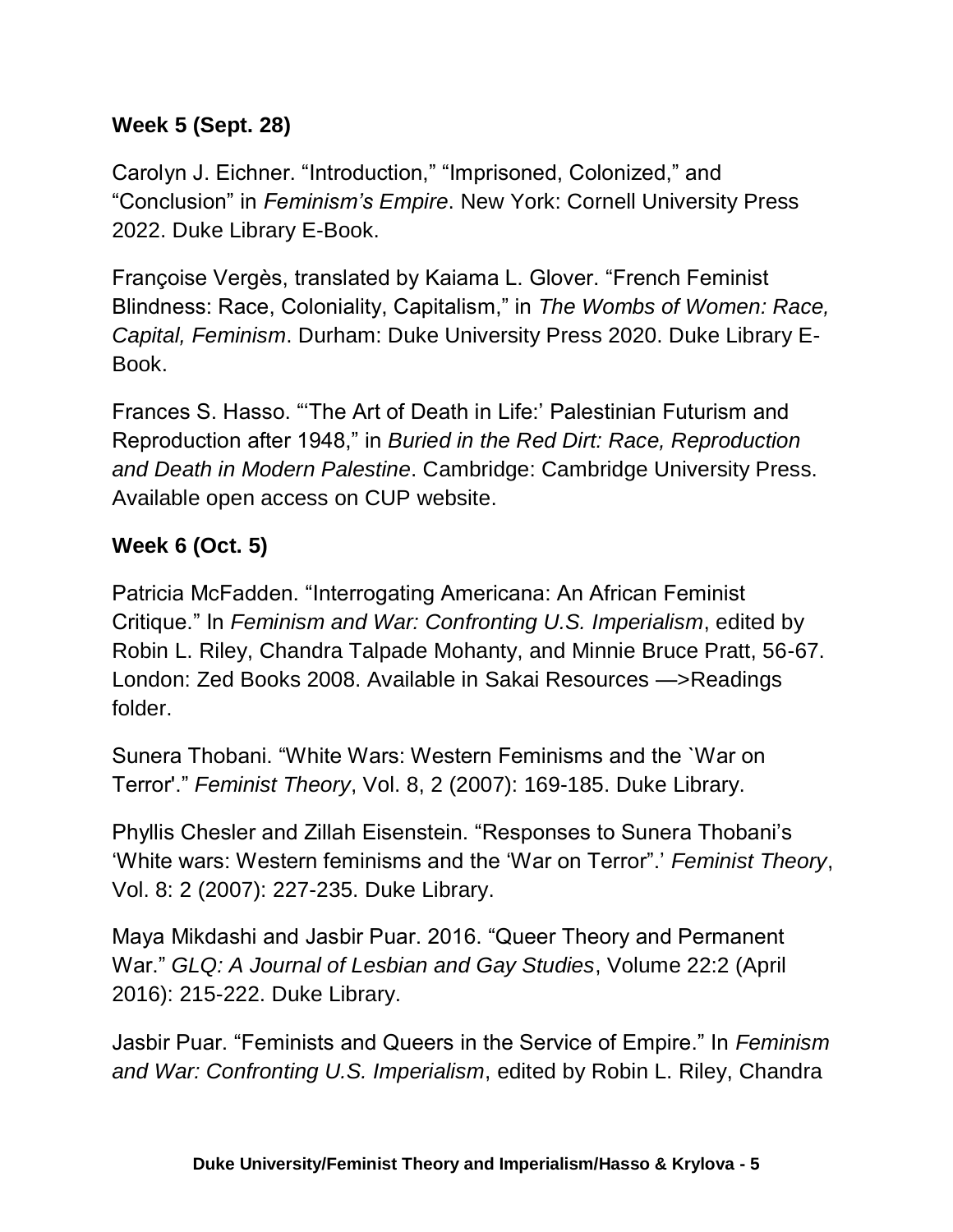**Week 5 (Sept. 28)**

Carolyn J. Eichner. “Introduction,” “Imprisoned, Colonized,” and “Conclusion” in *Feminism’s Empire*. New York: Cornell University Press 2022. Duke Library E-Book.

Françoise Vergès, translated by Kaiama L. Glover. “French Feminist Blindness: Race, Coloniality, Capitalism,” in *The Wombs of Women: Race, Capital, Feminism*. Durham: Duke University Press 2020. Duke Library E-Book.

Frances S. Hasso. “‘The Art of Death in Life:’ Palestinian Futurism and Reproduction after 1948,” in *Buried in the Red Dirt: Race, Reproduction and Death in Modern Palestine*. Cambridge: Cambridge University Press. Available open access on CUP website.

**Week 6 (Oct. 5)**

Patricia McFadden. “Interrogating Americana: An African Feminist Critique.” In *Feminism and War: Confronting U.S. Imperialism*, edited by Robin L. Riley, Chandra Talpade Mohanty, and Minnie Bruce Pratt, 56-67. London: Zed Books 2008. Available in Sakai Resources —>Readings folder.

Sunera Thobani. “White Wars: Western Feminisms and the `War on Terror'.” *Feminist Theory*, Vol. 8, 2 (2007): 169-185. Duke Library.

Phyllis Chesler and Zillah Eisenstein. “Responses to Sunera Thobani’s ‘White wars: Western feminisms and the ‘War on Terror”.’ *Feminist Theory*, Vol. 8: 2 (2007): 227-235. Duke Library.

Maya Mikdashi and Jasbir Puar. 2016. “Queer Theory and Permanent War.” *GLQ: A Journal of Lesbian and Gay Studies*, Volume 22:2 (April 2016): 215-222. Duke Library.

Jasbir Puar. “Feminists and Queers in the Service of Empire.” In *Feminism and War: Confronting U.S. Imperialism*, edited by Robin L. Riley, Chandra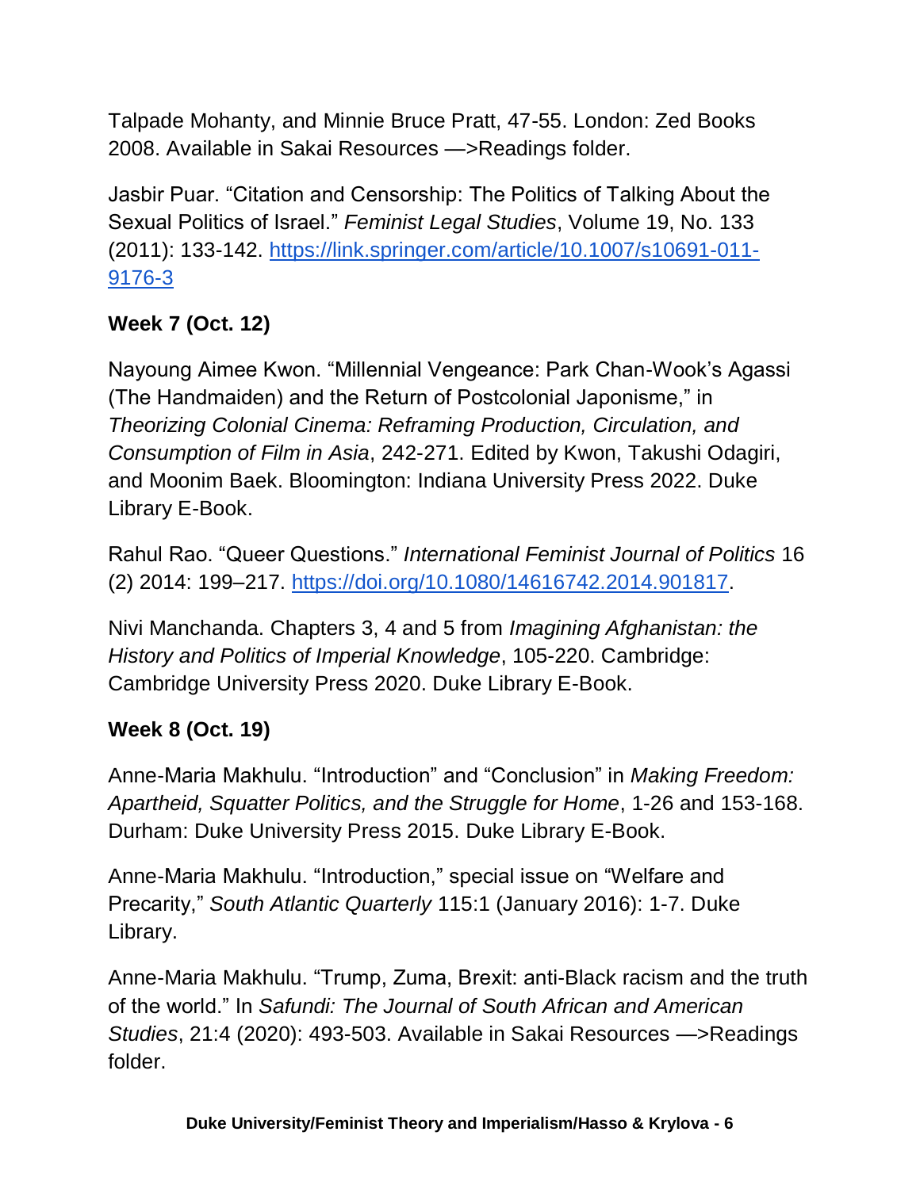Talpade Mohanty, and Minnie Bruce Pratt, 47-55. London: Zed Books 2008. Available in Sakai Resources —>Readings folder.

Jasbir Puar. "Citation and Censorship: The Politics of Talking About the Sexual Politics of Israel." *Feminist Legal Studies*, Volume 19, No. 133 (2011): 133-142. [https://link.springer.com/article/10.1007/s10691-011-9176-3](https://link.springer.com/article/10.1007/s10691-011-9176-3)

**Week 7 (Oct. 12)**

Nayoung Aimee Kwon. "Millennial Vengeance: Park Chan-Wook's Agassi (The Handmaiden) and the Return of Postcolonial Japonisme," in *Theorizing Colonial Cinema: Reframing Production, Circulation, and Consumption of Film in Asia*, 242-271. Edited by Kwon, Takushi Odagiri, and Moonim Baek. Bloomington: Indiana University Press 2022. Duke Library E-Book.

Rahul Rao. "Queer Questions." *International Feminist Journal of Politics* 16 (2) 2014: 199–217. [https://doi.org/10.1080/14616742.2014.901817](https://doi.org/10.1080/14616742.2014.901817).

Nivi Manchanda. Chapters 3, 4 and 5 from *Imagining Afghanistan: the History and Politics of Imperial Knowledge*, 105-220. Cambridge: Cambridge University Press 2020. Duke Library E-Book.

**Week 8 (Oct. 19)**

Anne-Maria Makhulu. "Introduction" and "Conclusion" in *Making Freedom: Apartheid, Squatter Politics, and the Struggle for Home*, 1-26 and 153-168. Durham: Duke University Press 2015. Duke Library E-Book.

Anne-Maria Makhulu. "Introduction," special issue on "Welfare and Precarity," *South Atlantic Quarterly* 115:1 (January 2016): 1-7. Duke Library.

Anne-Maria Makhulu. "Trump, Zuma, Brexit: anti-Black racism and the truth of the world." In *Safundi: The Journal of South African and American Studies*, 21:4 (2020): 493-503. Available in Sakai Resources —>Readings folder.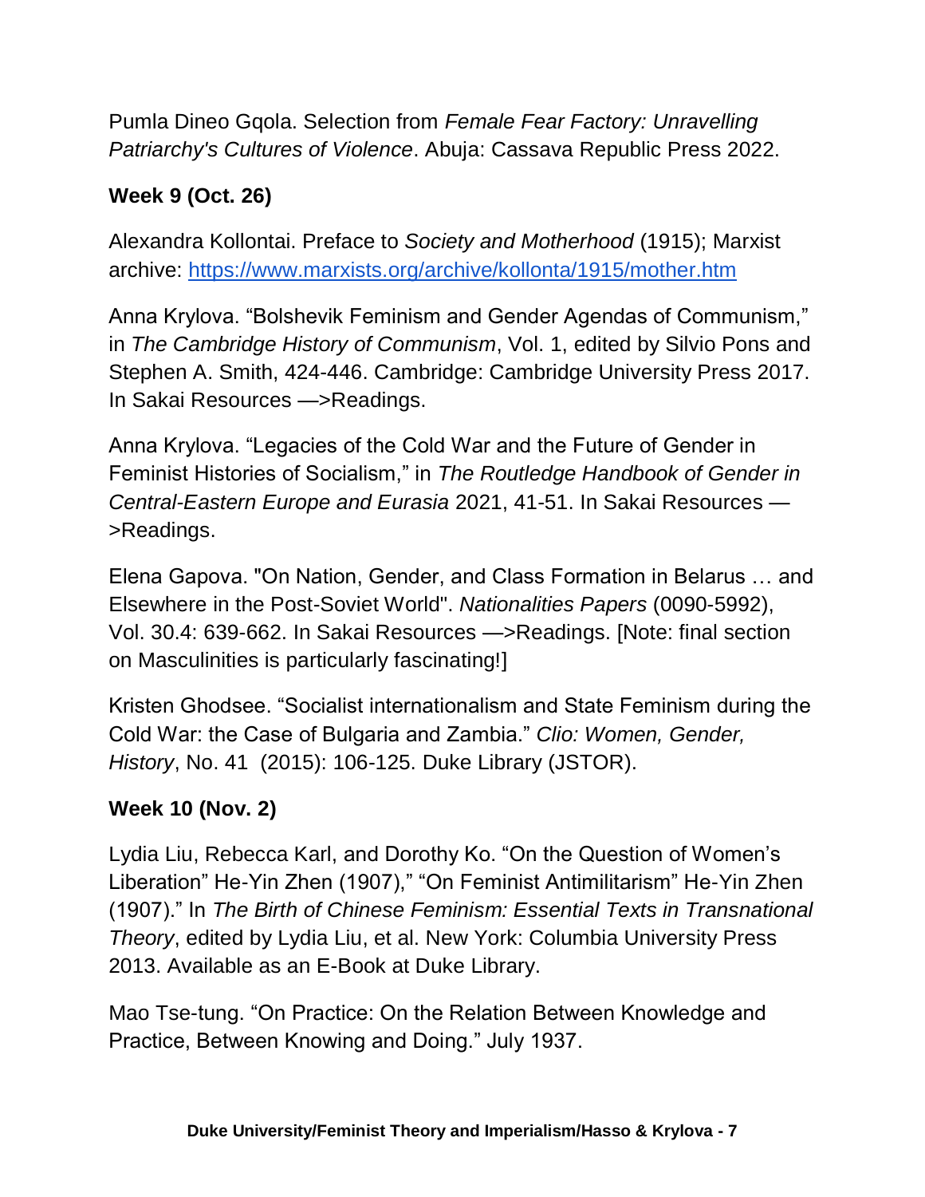Pumla Dineo Gqola. Selection from *Female Fear Factory: Unravelling Patriarchy's Cultures of Violence*. Abuja: Cassava Republic Press 2022.

**Week 9 (Oct. 26)**

Alexandra Kollontai. Preface to *Society and Motherhood* (1915); Marxist archive: https://www.marxists.org/archive/kollonta/1915/mother.htm

Anna Krylova. "Bolshevik Feminism and Gender Agendas of Communism," in *The Cambridge History of Communism*, Vol. 1, edited by Silvio Pons and Stephen A. Smith, 424-446. Cambridge: Cambridge University Press 2017. In Sakai Resources —>Readings.

Anna Krylova. "Legacies of the Cold War and the Future of Gender in Feminist Histories of Socialism," in *The Routledge Handbook of Gender in Central-Eastern Europe and Eurasia* 2021, 41-51. In Sakai Resources —>Readings.

Elena Gapova. "On Nation, Gender, and Class Formation in Belarus … and Elsewhere in the Post-Soviet World". *Nationalities Papers* (0090-5992), Vol. 30.4: 639-662. In Sakai Resources —>Readings. [Note: final section on Masculinities is particularly fascinating!]

Kristen Ghodsee. "Socialist internationalism and State Feminism during the Cold War: the Case of Bulgaria and Zambia." *Clio: Women, Gender, History*, No. 41 (2015): 106-125. Duke Library (JSTOR).

**Week 10 (Nov. 2)**

Lydia Liu, Rebecca Karl, and Dorothy Ko. "On the Question of Women's Liberation" He-Yin Zhen (1907)," "On Feminist Antimilitarism" He-Yin Zhen (1907)." In *The Birth of Chinese Feminism: Essential Texts in Transnational Theory*, edited by Lydia Liu, et al. New York: Columbia University Press 2013. Available as an E-Book at Duke Library.

Mao Tse-tung. "On Practice: On the Relation Between Knowledge and Practice, Between Knowing and Doing." July 1937.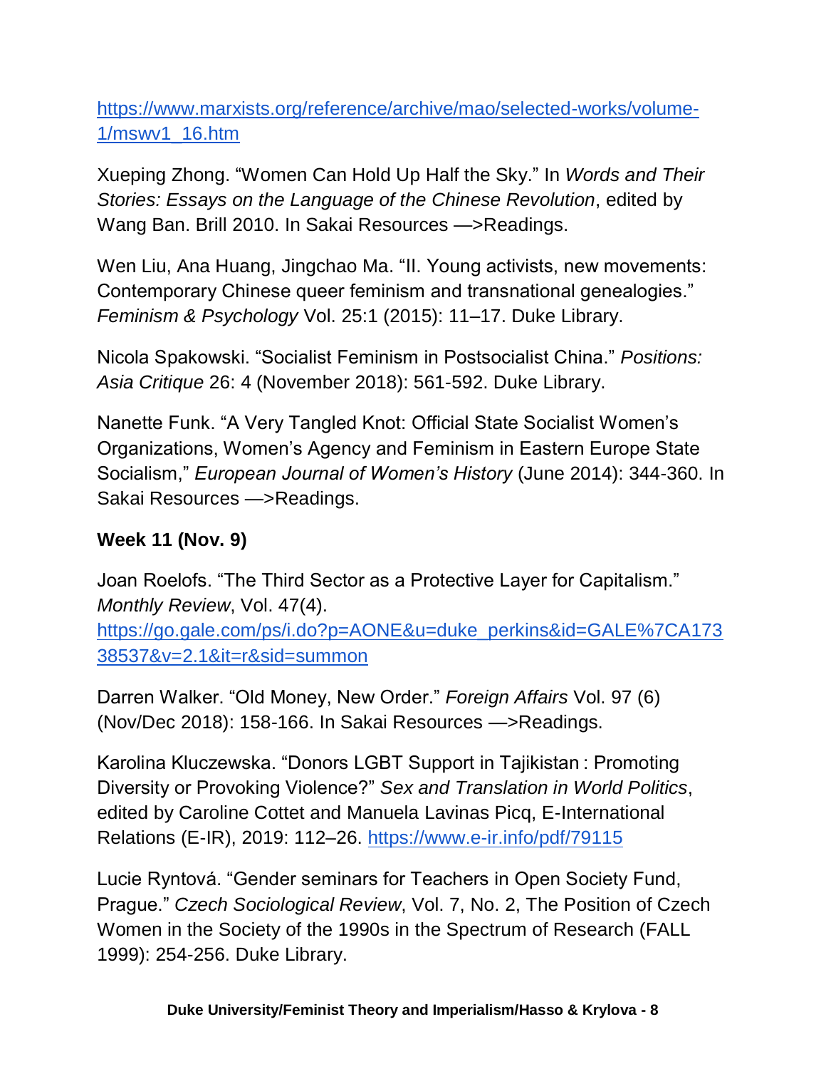https://www.marxists.org/reference/archive/mao/selected-works/volume-1/mswv1_16.htm

Xueping Zhong. “Women Can Hold Up Half the Sky.” In *Words and Their Stories: Essays on the Language of the Chinese Revolution*, edited by Wang Ban. Brill 2010. In Sakai Resources —>Readings.

Wen Liu, Ana Huang, Jingchao Ma. “II. Young activists, new movements: Contemporary Chinese queer feminism and transnational genealogies.” *Feminism & Psychology* Vol. 25:1 (2015): 11–17. Duke Library.

Nicola Spakowski. “Socialist Feminism in Postsocialist China.” *Positions: Asia Critique* 26: 4 (November 2018): 561-592. Duke Library.

Nanette Funk. “A Very Tangled Knot: Official State Socialist Women’s Organizations, Women’s Agency and Feminism in Eastern Europe State Socialism,” *European Journal of Women’s History* (June 2014): 344-360. In Sakai Resources —>Readings.

**Week 11 (Nov. 9)**

Joan Roelofs. “The Third Sector as a Protective Layer for Capitalism.” *Monthly Review*, Vol. 47(4). https://go.gale.com/ps/i.do?p=AONE&u=duke_perkins&id=GALE%7CA17338537&v=2.1&it=r&sid=summon

Darren Walker. “Old Money, New Order.” *Foreign Affairs* Vol. 97 (6) (Nov/Dec 2018): 158-166. In Sakai Resources —>Readings.

Karolina Kluczewska. “Donors LGBT Support in Tajikistan : Promoting Diversity or Provoking Violence?” *Sex and Translation in World Politics*, edited by Caroline Cottet and Manuela Lavinas Picq, E-International Relations (E-IR), 2019: 112–26. https://www.e-ir.info/pdf/79115

Lucie Ryntová. “Gender seminars for Teachers in Open Society Fund, Prague.” *Czech Sociological Review*, Vol. 7, No. 2, The Position of Czech Women in the Society of the 1990s in the Spectrum of Research (FALL 1999): 254-256. Duke Library.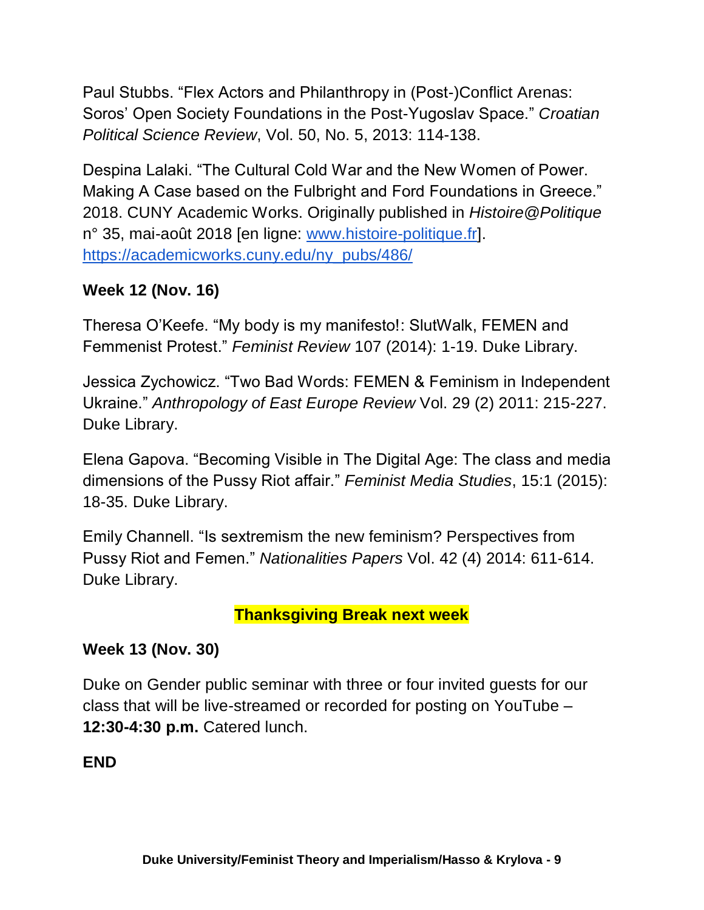Paul Stubbs. “Flex Actors and Philanthropy in (Post-)Conflict Arenas: Soros’ Open Society Foundations in the Post-Yugoslav Space.” *Croatian Political Science Review*, Vol. 50, No. 5, 2013: 114-138.

Despina Lalaki. “The Cultural Cold War and the New Women of Power. Making A Case based on the Fulbright and Ford Foundations in Greece.” 2018. CUNY Academic Works. Originally published in *Histoire@Politique* n° 35, mai-août 2018 [en ligne: [www.histoire-politique.fr](www.histoire-politique.fr)]. [https://academicworks.cuny.edu/ny_pubs/486/](https://academicworks.cuny.edu/ny_pubs/486/)

**Week 12 (Nov. 16)**

Theresa O’Keefe. “My body is my manifesto!: SlutWalk, FEMEN and Femmenist Protest.” *Feminist Review* 107 (2014): 1-19. Duke Library.

Jessica Zychowicz. “Two Bad Words: FEMEN & Feminism in Independent Ukraine.” *Anthropology of East Europe Review* Vol. 29 (2) 2011: 215-227. Duke Library.

Elena Gapova. “Becoming Visible in The Digital Age: The class and media dimensions of the Pussy Riot affair.” *Feminist Media Studies*, 15:1 (2015): 18-35. Duke Library.

Emily Channell. “Is sextremism the new feminism? Perspectives from Pussy Riot and Femen.” *Nationalities Papers* Vol. 42 (4) 2014: 611-614. Duke Library.

**Thanksgiving Break next week**

**Week 13 (Nov. 30)**

Duke on Gender public seminar with three or four invited guests for our class that will be live-streamed or recorded for posting on YouTube – **12:30-4:30 p.m.** Catered lunch.

**END**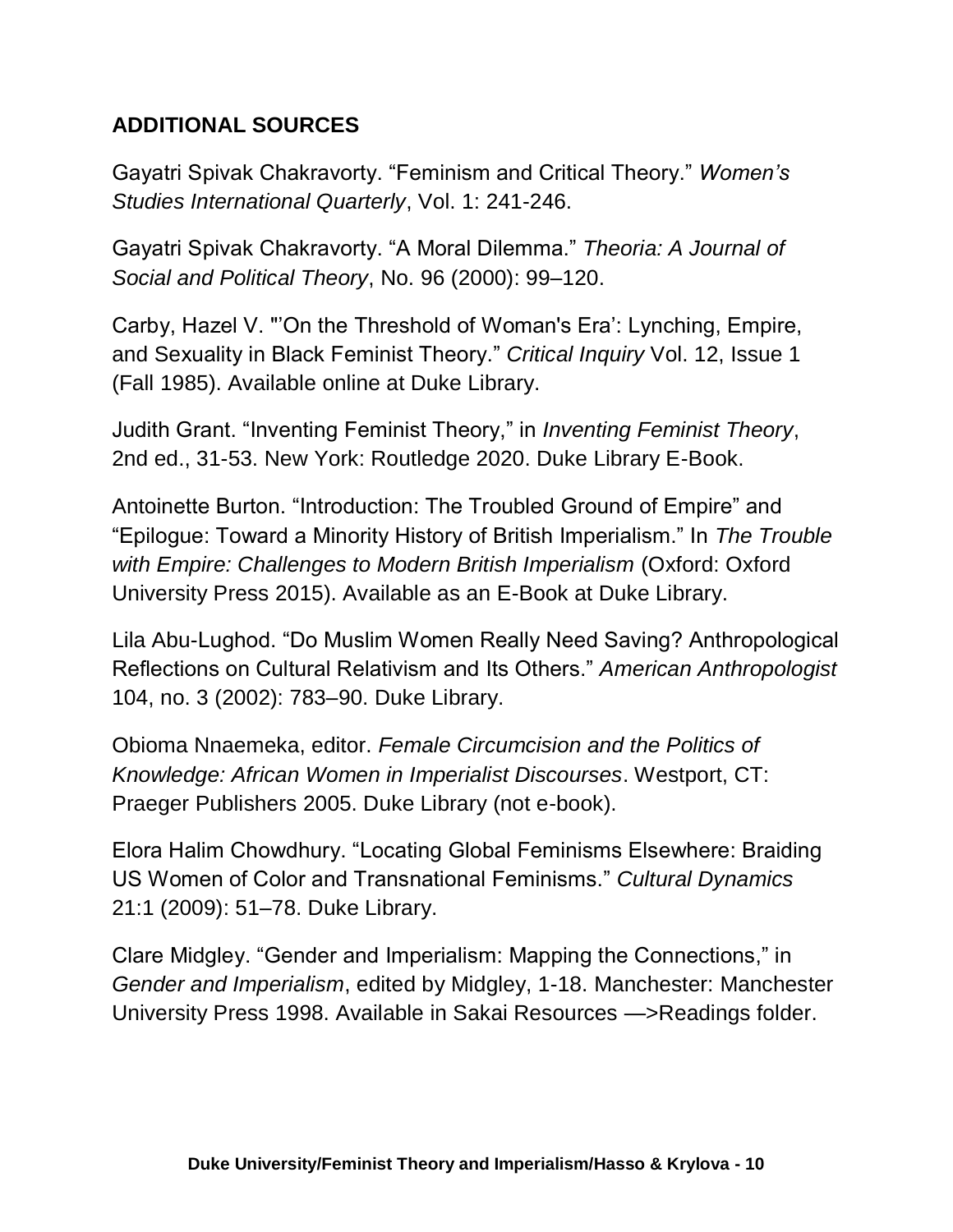**ADDITIONAL SOURCES**

Gayatri Spivak Chakravorty. “Feminism and Critical Theory.” *Women’s Studies International Quarterly*, Vol. 1: 241-246.

Gayatri Spivak Chakravorty. “A Moral Dilemma.” *Theoria: A Journal of Social and Political Theory*, No. 96 (2000): 99–120.

Carby, Hazel V. "’On the Threshold of Woman's Era’: Lynching, Empire, and Sexuality in Black Feminist Theory.” *Critical Inquiry* Vol. 12, Issue 1 (Fall 1985). Available online at Duke Library.

Judith Grant. “Inventing Feminist Theory,” in *Inventing Feminist Theory*, 2nd ed., 31-53. New York: Routledge 2020. Duke Library E-Book.

Antoinette Burton. “Introduction: The Troubled Ground of Empire” and “Epilogue: Toward a Minority History of British Imperialism.” In *The Trouble with Empire: Challenges to Modern British Imperialism* (Oxford: Oxford University Press 2015). Available as an E-Book at Duke Library.

Lila Abu-Lughod. “Do Muslim Women Really Need Saving? Anthropological Reflections on Cultural Relativism and Its Others.” *American Anthropologist* 104, no. 3 (2002): 783–90. Duke Library.

Obioma Nnaemeka, editor. *Female Circumcision and the Politics of Knowledge: African Women in Imperialist Discourses*. Westport, CT: Praeger Publishers 2005. Duke Library (not e-book).

Elora Halim Chowdhury. “Locating Global Feminisms Elsewhere: Braiding US Women of Color and Transnational Feminisms.” *Cultural Dynamics* 21:1 (2009): 51–78. Duke Library.

Clare Midgley. “Gender and Imperialism: Mapping the Connections,” in *Gender and Imperialism*, edited by Midgley, 1-18. Manchester: Manchester University Press 1998. Available in Sakai Resources —>Readings folder.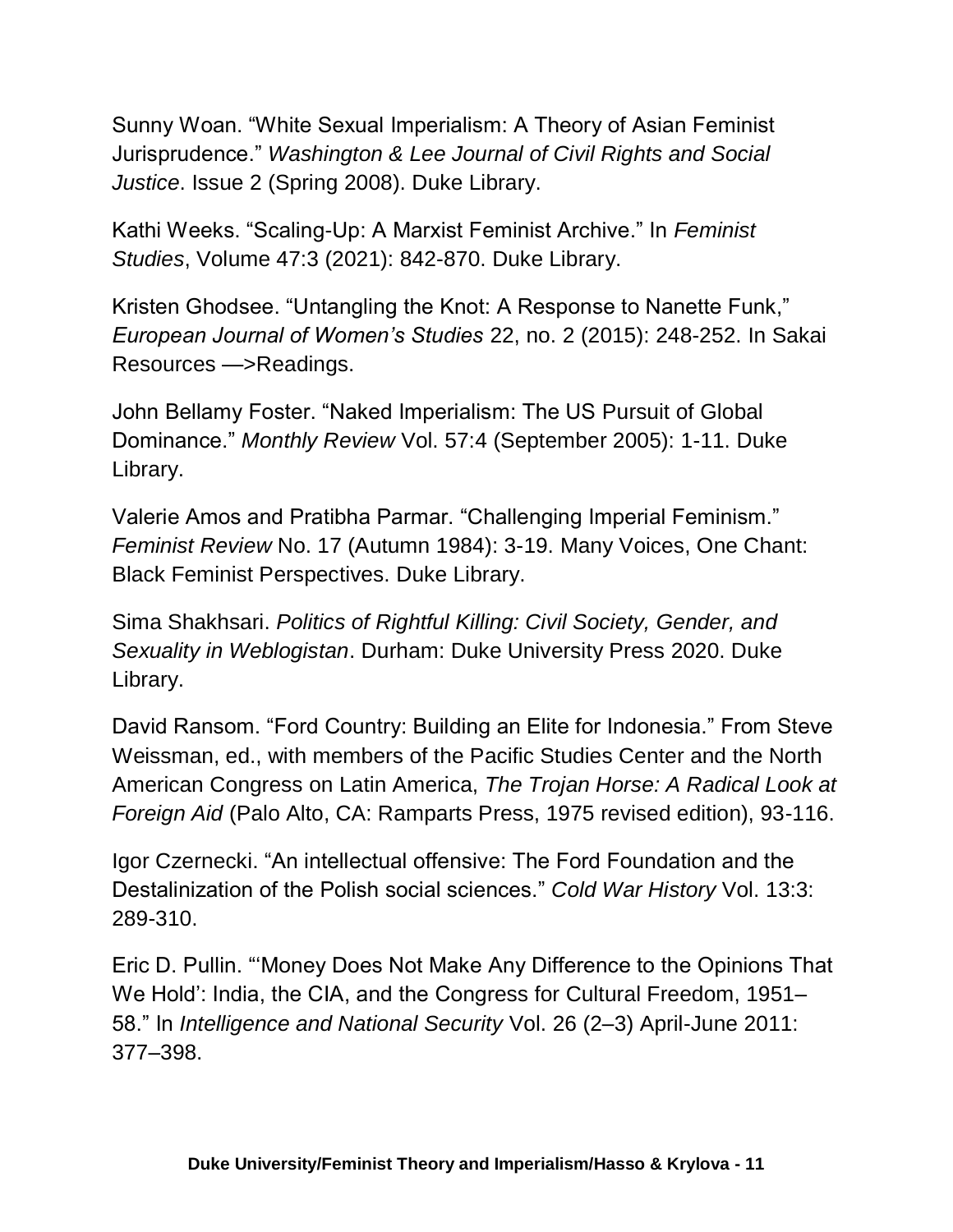Sunny Woan. "White Sexual Imperialism: A Theory of Asian Feminist Jurisprudence." *Washington & Lee Journal of Civil Rights and Social Justice*. Issue 2 (Spring 2008). Duke Library.

Kathi Weeks. "Scaling-Up: A Marxist Feminist Archive." In *Feminist Studies*, Volume 47:3 (2021): 842-870. Duke Library.

Kristen Ghodsee. "Untangling the Knot: A Response to Nanette Funk," *European Journal of Women's Studies* 22, no. 2 (2015): 248-252. In Sakai Resources —>Readings.

John Bellamy Foster. "Naked Imperialism: The US Pursuit of Global Dominance." *Monthly Review* Vol. 57:4 (September 2005): 1-11. Duke Library.

Valerie Amos and Pratibha Parmar. "Challenging Imperial Feminism." *Feminist Review* No. 17 (Autumn 1984): 3-19. Many Voices, One Chant: Black Feminist Perspectives. Duke Library.

Sima Shakhsari. *Politics of Rightful Killing: Civil Society, Gender, and Sexuality in Weblogistan*. Durham: Duke University Press 2020. Duke Library.

David Ransom. "Ford Country: Building an Elite for Indonesia." From Steve Weissman, ed., with members of the Pacific Studies Center and the North American Congress on Latin America, *The Trojan Horse: A Radical Look at Foreign Aid* (Palo Alto, CA: Ramparts Press, 1975 revised edition), 93-116.

Igor Czernecki. "An intellectual offensive: The Ford Foundation and the Destalinization of the Polish social sciences." *Cold War History* Vol. 13:3: 289-310.

Eric D. Pullin. "'Money Does Not Make Any Difference to the Opinions That We Hold': India, the CIA, and the Congress for Cultural Freedom, 1951–58." In *Intelligence and National Security* Vol. 26 (2–3) April-June 2011: 377–398.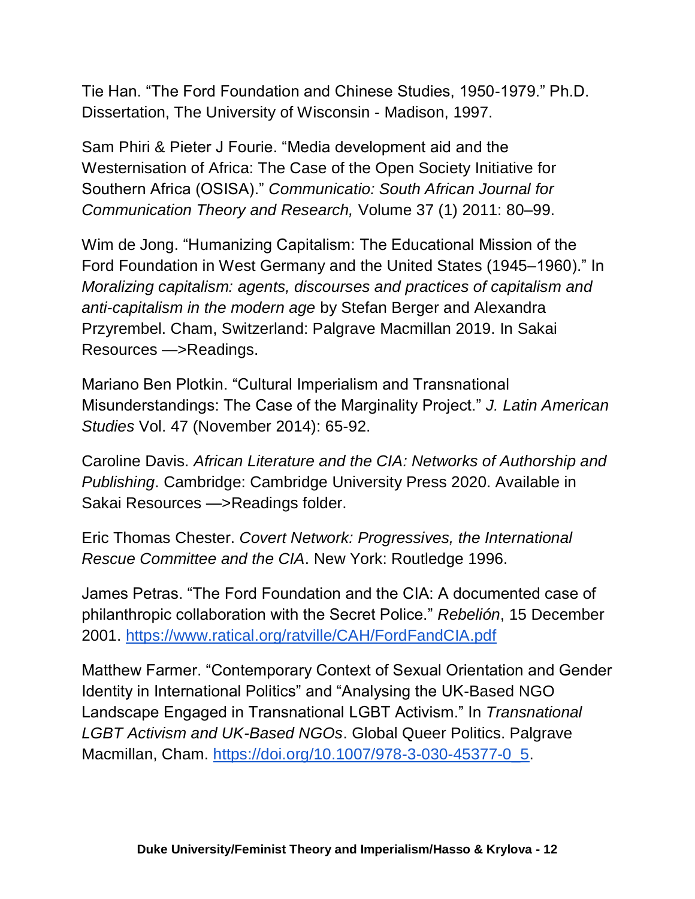Tie Han. “The Ford Foundation and Chinese Studies, 1950-1979.” Ph.D. Dissertation, The University of Wisconsin - Madison, 1997.

Sam Phiri & Pieter J Fourie. “Media development aid and the Westernisation of Africa: The Case of the Open Society Initiative for Southern Africa (OSISA).” *Communicatio: South African Journal for Communication Theory and Research,* Volume 37 (1) 2011: 80–99.

Wim de Jong. “Humanizing Capitalism: The Educational Mission of the Ford Foundation in West Germany and the United States (1945–1960).” In *Moralizing capitalism: agents, discourses and practices of capitalism and anti-capitalism in the modern age* by Stefan Berger and Alexandra Przyrembel. Cham, Switzerland: Palgrave Macmillan 2019. In Sakai Resources —>Readings.

Mariano Ben Plotkin. “Cultural Imperialism and Transnational Misunderstandings: The Case of the Marginality Project.” *J. Latin American Studies* Vol. 47 (November 2014): 65-92.

Caroline Davis. *African Literature and the CIA: Networks of Authorship and Publishing*. Cambridge: Cambridge University Press 2020. Available in Sakai Resources —>Readings folder.

Eric Thomas Chester. *Covert Network: Progressives, the International Rescue Committee and the CIA*. New York: Routledge 1996.

James Petras. “The Ford Foundation and the CIA: A documented case of philanthropic collaboration with the Secret Police.” *Rebelión*, 15 December 2001. https://www.ratical.org/ratville/CAH/FordFandCIA.pdf

Matthew Farmer. “Contemporary Context of Sexual Orientation and Gender Identity in International Politics” and “Analysing the UK-Based NGO Landscape Engaged in Transnational LGBT Activism.” In *Transnational LGBT Activism and UK-Based NGOs*. Global Queer Politics. Palgrave Macmillan, Cham. https://doi.org/10.1007/978-3-030-45377-0_5.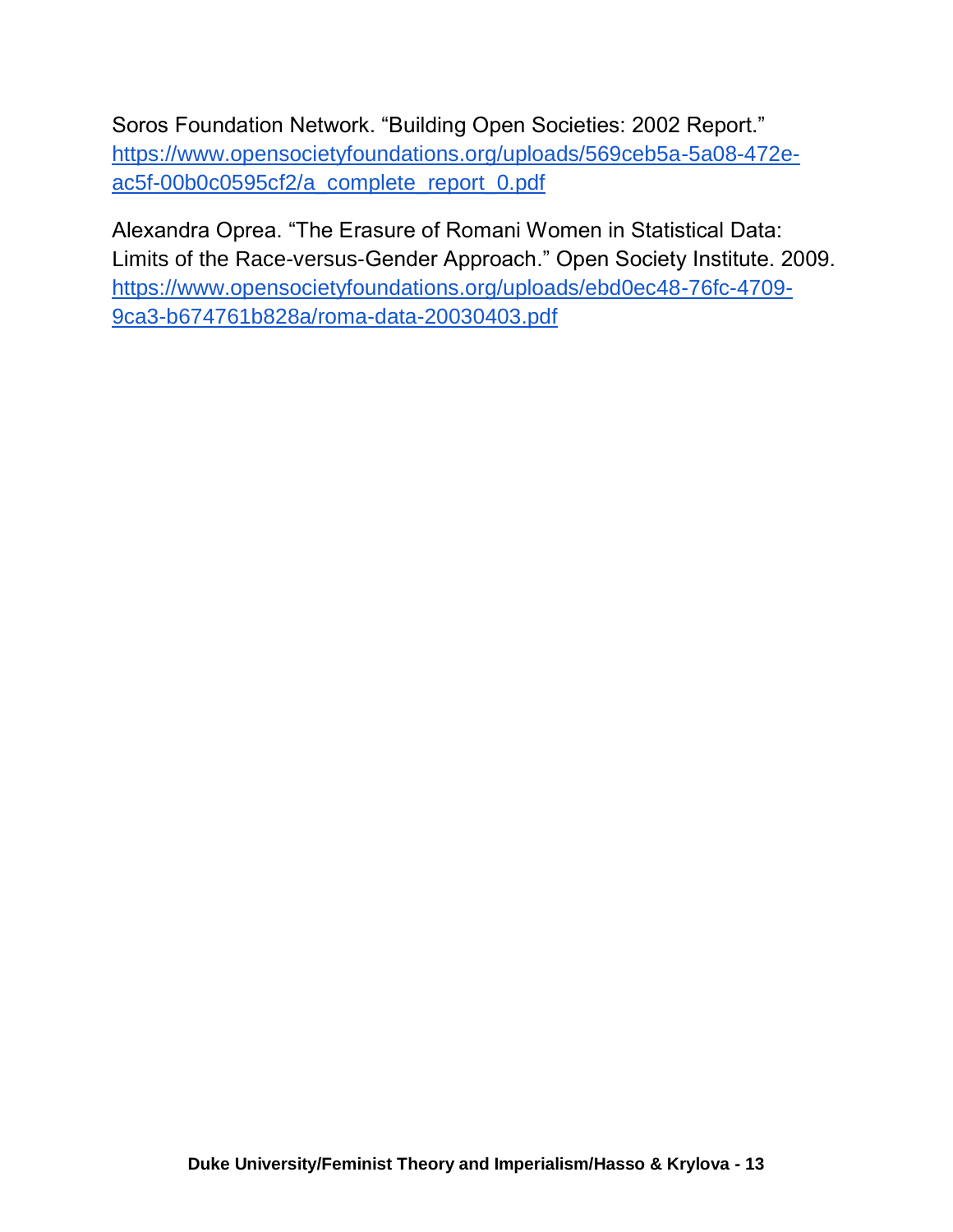Soros Foundation Network. “Building Open Societies: 2002 Report.” https://www.opensocietyfoundations.org/uploads/569ceb5a-5a08-472e-ac5f-00b0c0595cf2/a_complete_report_0.pdf

Alexandra Oprea. “The Erasure of Romani Women in Statistical Data: Limits of the Race-versus-Gender Approach.” Open Society Institute. 2009. https://www.opensocietyfoundations.org/uploads/ebd0ec48-76fc-4709-9ca3-b674761b828a/roma-data-20030403.pdf